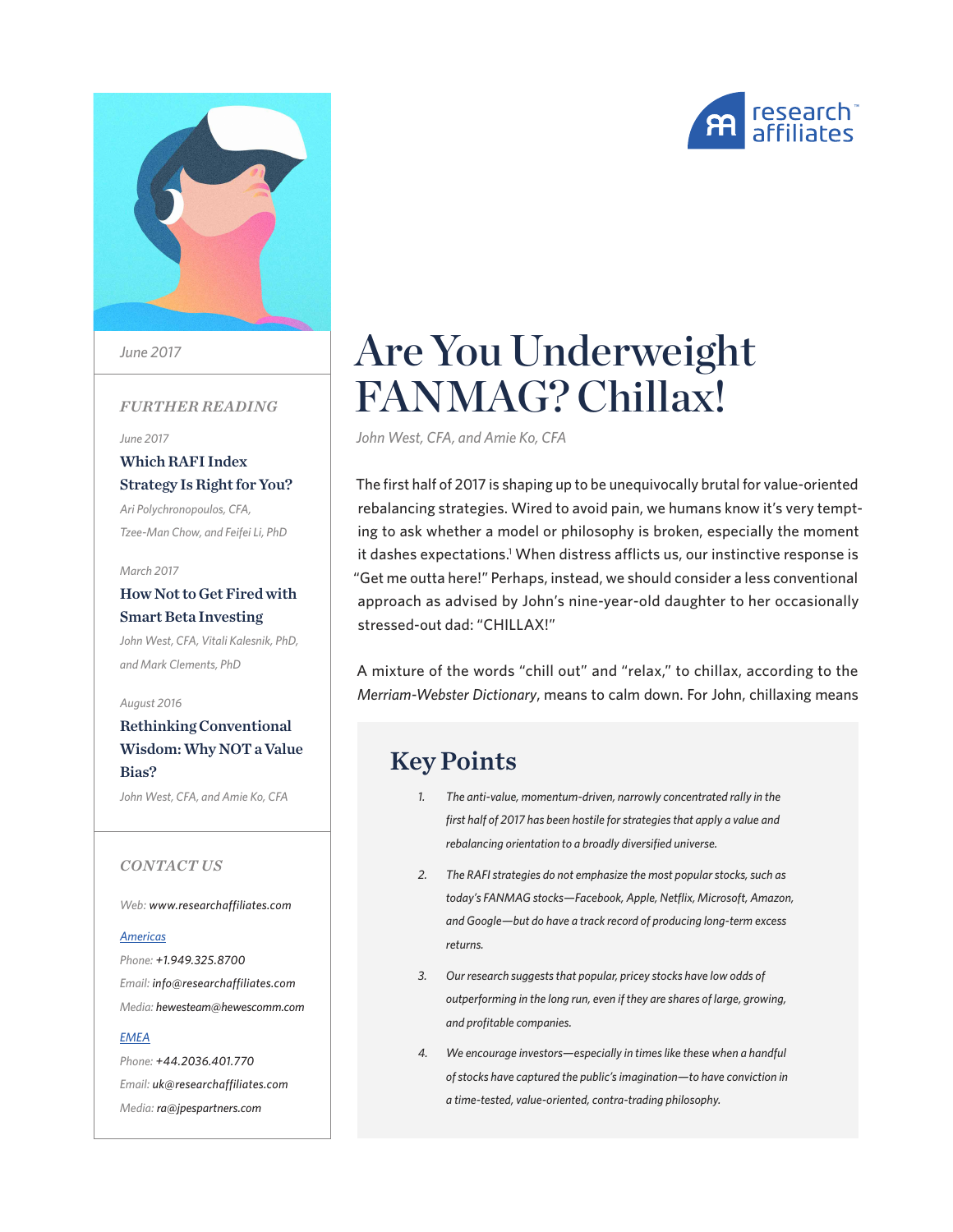# Are You Underweight FANMAG? Chillax!

*John West, CFA, and Amie Ko, CFA*

*June 2017*

The first half of 2017 is shaping up to be unequivocally brutal for value-oriented rebalancing strategies. Wired to avoid pain, we humans know it's very tempting to ask whether a model or philosophy is broken, especially the moment it dashes expectations.[1] When distress afflicts us, our instinctive response is "Get me outta here!" Perhaps, instead, we should consider a less conventional approach as advised by John's nine-year-old daughter to her occasionally stressed-out dad: "CHILLAX!"

A mixture of the words "chill out" and "relax," to chillax, according to the *Merriam-Webster Dictionary*, means to calm down. For John, chillaxing means

## Key Points

1. *The anti-value, momentum-driven, narrowly concentrated rally in the first half of 2017 has been hostile for strategies that apply a value and rebalancing orientation to a broadly diversified universe.*
2. *The RAFI strategies do not emphasize the most popular stocks, such as today's FANMAG stocks—Facebook, Apple, Netflix, Microsoft, Amazon, and Google—but do have a track record of producing long-term excess returns.*
3. *Our research suggests that popular, pricey stocks have low odds of outperforming in the long run, even if they are shares of large, growing, and profitable companies.*
4. *We encourage investors—especially in times like these when a handful of stocks have captured the public's imagination—to have conviction in a time-tested, value-oriented, contra-trading philosophy.*

---

*FURTHER READING*

June 2017
**Which RAFI Index Strategy Is Right for You?**
*Ari Polychronopoulos, CFA, Tzee-Man Chow, and Feifei Li, PhD*

March 2017
**How Not to Get Fired with Smart Beta Investing**
*John West, CFA, Vitali Kalesnik, PhD, and Mark Clements, PhD*

August 2016
**Rethinking Conventional Wisdom: Why NOT a Value Bias?**
*John West, CFA, and Amie Ko, CFA*

*CONTACT US*

Web: www.researchaffiliates.com

Americas
Phone: +1.949.325.8700
Email: info@researchaffiliates.com
Media: hewesteam@hewescomm.com

EMEA
Phone: +44.2036.401.770
Email: uk@researchaffiliates.com
Media: ra@jpespartners.com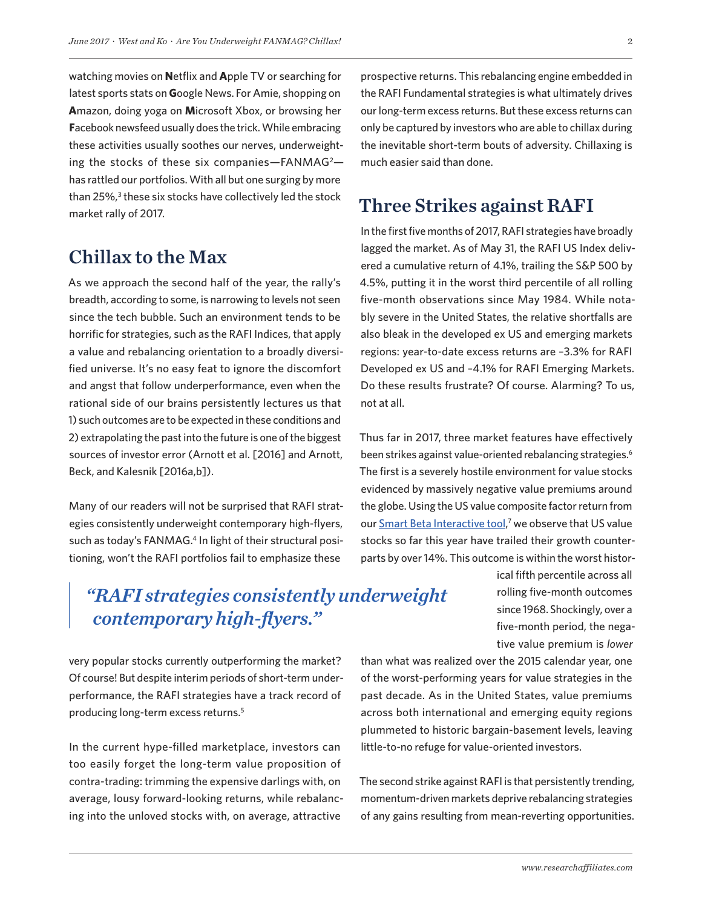watching movies on **N**etflix and **A**pple TV or searching for latest sports stats on **G**oogle News. For Amie, shopping on **A**mazon, doing yoga on **M**icrosoft Xbox, or browsing her **F**acebook newsfeed usually does the trick. While embracing these activities usually soothes our nerves, underweighting the stocks of these six companies—FANMAG[2]—has rattled our portfolios. With all but one surging by more than 25%,[3] these six stocks have collectively led the stock market rally of 2017.

## Chillax to the Max

As we approach the second half of the year, the rally's breadth, according to some, is narrowing to levels not seen since the tech bubble. Such an environment tends to be horrific for strategies, such as the RAFI Indices, that apply a value and rebalancing orientation to a broadly diversified universe. It's no easy feat to ignore the discomfort and angst that follow underperformance, even when the rational side of our brains persistently lectures us that 1) such outcomes are to be expected in these conditions and 2) extrapolating the past into the future is one of the biggest sources of investor error (Arnott et al. [2016] and Arnott, Beck, and Kalesnik [2016a,b]).

Many of our readers will not be surprised that RAFI strategies consistently underweight contemporary high-flyers, such as today's FANMAG.[4] In light of their structural positioning, won't the RAFI portfolios fail to emphasize these very popular stocks currently outperforming the market? Of course! But despite interim periods of short-term underperformance, the RAFI strategies have a track record of producing long-term excess returns.[5]

> *"RAFI strategies consistently underweight contemporary high-flyers."*

In the current hype-filled marketplace, investors can too easily forget the long-term value proposition of contra-trading: trimming the expensive darlings with, on average, lousy forward-looking returns, while rebalancing into the unloved stocks with, on average, attractive prospective returns. This rebalancing engine embedded in the RAFI Fundamental strategies is what ultimately drives our long-term excess returns. But these excess returns can only be captured by investors who are able to chillax during the inevitable short-term bouts of adversity. Chillaxing is much easier said than done.

## Three Strikes against RAFI

In the first five months of 2017, RAFI strategies have broadly lagged the market. As of May 31, the RAFI US Index delivered a cumulative return of 4.1%, trailing the S&P 500 by 4.5%, putting it in the worst third percentile of all rolling five-month observations since May 1984. While notably severe in the United States, the relative shortfalls are also bleak in the developed ex US and emerging markets regions: year-to-date excess returns are –3.3% for RAFI Developed ex US and –4.1% for RAFI Emerging Markets. Do these results frustrate? Of course. Alarming? To us, not at all.

Thus far in 2017, three market features have effectively been strikes against value-oriented rebalancing strategies.[6] The first is a severely hostile environment for value stocks evidenced by massively negative value premiums around the globe. Using the US value composite factor return from our [Smart Beta Interactive tool](),[7] we observe that US value stocks so far this year have trailed their growth counterparts by over 14%. This outcome is within the worst historical fifth percentile across all rolling five-month outcomes since 1968. Shockingly, over a five-month period, the negative value premium is *lower* than what was realized over the 2015 calendar year, one of the worst-performing years for value strategies in the past decade. As in the United States, value premiums across both international and emerging equity regions plummeted to historic bargain-basement levels, leaving little-to-no refuge for value-oriented investors.

The second strike against RAFI is that persistently trending, momentum-driven markets deprive rebalancing strategies of any gains resulting from mean-reverting opportunities.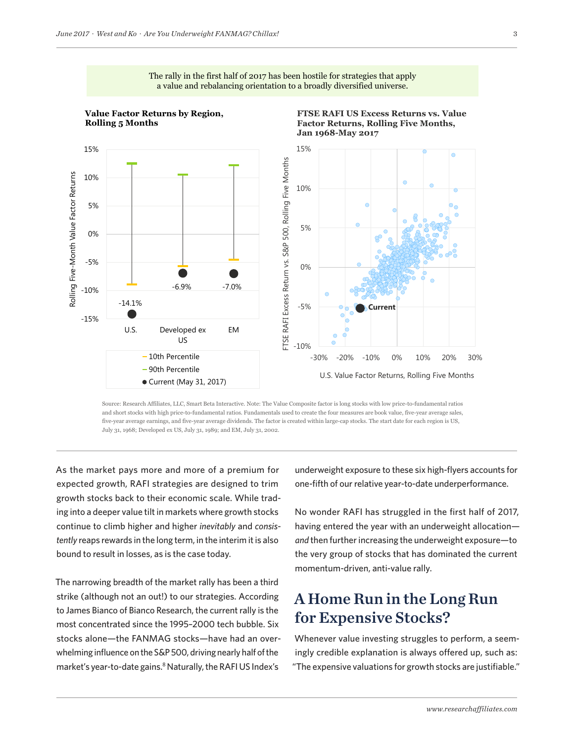The rally in the first half of 2017 has been hostile for strategies that apply a value and rebalancing orientation to a broadly diversified universe.

**Value Factor Returns by Region, Rolling 5 Months**

| Region | 10th Percentile | 90th Percentile | Current (May 31, 2017) |
|---|---|---|---|
| U.S. | | | -14.1% |
| Developed ex US | | | -6.9% |
| EM | | | -7.0% |

**FTSE RAFI US Excess Returns vs. Value Factor Returns, Rolling Five Months, Jan 1968-May 2017**

Source: Research Affiliates, LLC, Smart Beta Interactive. Note: The Value Composite factor is long stocks with low price-to-fundamental ratios and short stocks with high price-to-fundamental ratios. Fundamentals used to create the four measures are book value, five-year average sales, five-year average earnings, and five-year average dividends. The factor is created within large-cap stocks. The start date for each region is US, July 31, 1968; Developed ex US, July 31, 1989; and EM, July 31, 2002.

As the market pays more and more of a premium for expected growth, RAFI strategies are designed to trim growth stocks back to their economic scale. While trading into a deeper value tilt in markets where growth stocks continue to climb higher and higher *inevitably* and *consistently* reaps rewards in the long term, in the interim it is also bound to result in losses, as is the case today.

The narrowing breadth of the market rally has been a third strike (although not an out!) to our strategies. According to James Bianco of Bianco Research, the current rally is the most concentrated since the 1995–2000 tech bubble. Six stocks alone—the FANMAG stocks—have had an overwhelming influence on the S&P 500, driving nearly half of the market's year-to-date gains.[8] Naturally, the RAFI US Index's underweight exposure to these six high-flyers accounts for one-fifth of our relative year-to-date underperformance.

No wonder RAFI has struggled in the first half of 2017, having entered the year with an underweight allocation—*and* then further increasing the underweight exposure—to the very group of stocks that has dominated the current momentum-driven, anti-value rally.

## A Home Run in the Long Run for Expensive Stocks?

Whenever value investing struggles to perform, a seemingly credible explanation is always offered up, such as: "The expensive valuations for growth stocks are justifiable."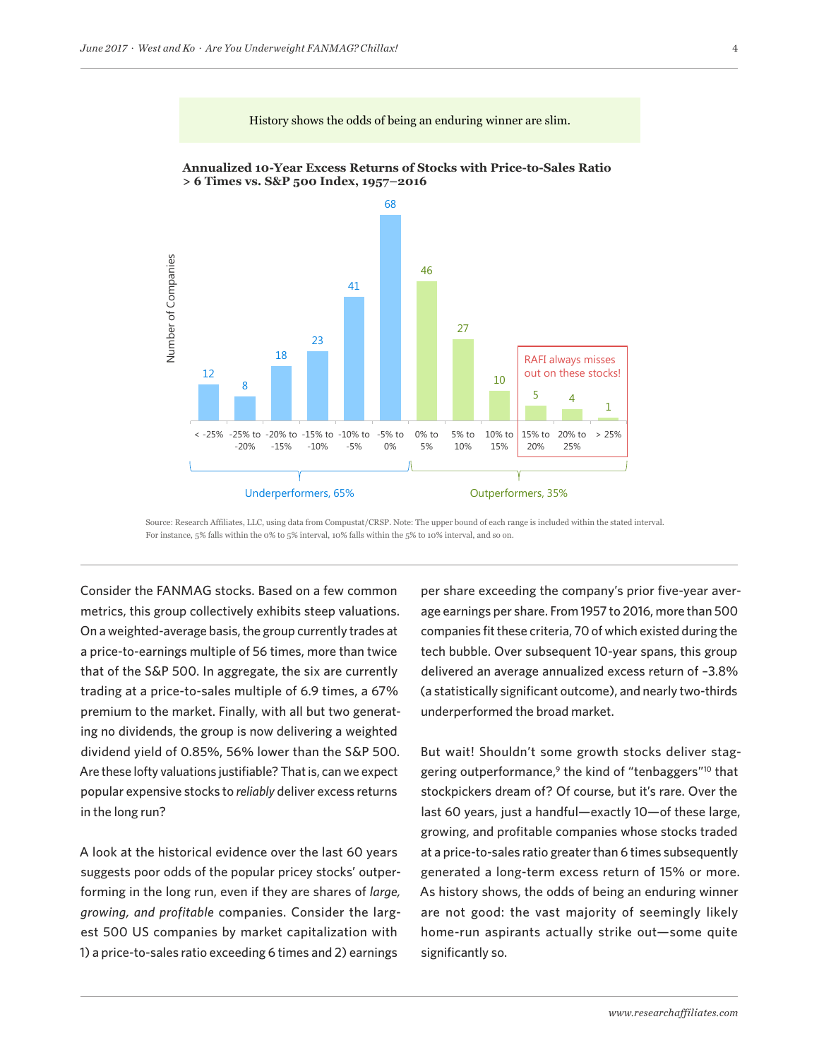History shows the odds of being an enduring winner are slim.

**Annualized 10-Year Excess Returns of Stocks with Price-to-Sales Ratio > 6 Times vs. S&P 500 Index, 1957–2016**

| Excess Return Range | Number of Companies |
| --- | --- |
| < -25% | 12 |
| -25% to -20% | 8 |
| -20% to -15% | 18 |
| -15% to -10% | 23 |
| -10% to -5% | 41 |
| -5% to 0% | 68 |
| 0% to 5% | 46 |
| 5% to 10% | 27 |
| 10% to 15% | 10 |
| 15% to 20% | 5 |
| 20% to 25% | 4 |
| > 25% | 1 |

Underperformers, 65% | Outperformers, 35%

RAFI always misses out on these stocks! (15% to 20%, 20% to 25%, > 25%)

Source: Research Affiliates, LLC, using data from Compustat/CRSP. Note: The upper bound of each range is included within the stated interval. For instance, 5% falls within the 0% to 5% interval, 10% falls within the 5% to 10% interval, and so on.

Consider the FANMAG stocks. Based on a few common metrics, this group collectively exhibits steep valuations. On a weighted-average basis, the group currently trades at a price-to-earnings multiple of 56 times, more than twice that of the S&P 500. In aggregate, the six are currently trading at a price-to-sales multiple of 6.9 times, a 67% premium to the market. Finally, with all but two generating no dividends, the group is now delivering a weighted dividend yield of 0.85%, 56% lower than the S&P 500. Are these lofty valuations justifiable? That is, can we expect popular expensive stocks to *reliably* deliver excess returns in the long run?

A look at the historical evidence over the last 60 years suggests poor odds of the popular pricey stocks' outperforming in the long run, even if they are shares of *large, growing, and profitable* companies. Consider the largest 500 US companies by market capitalization with 1) a price-to-sales ratio exceeding 6 times and 2) earnings per share exceeding the company's prior five-year average earnings per share. From 1957 to 2016, more than 500 companies fit these criteria, 70 of which existed during the tech bubble. Over subsequent 10-year spans, this group delivered an average annualized excess return of –3.8% (a statistically significant outcome), and nearly two-thirds underperformed the broad market.

But wait! Shouldn't some growth stocks deliver staggering outperformance,[9] the kind of "tenbaggers"[10] that stockpickers dream of? Of course, but it's rare. Over the last 60 years, just a handful—exactly 10—of these large, growing, and profitable companies whose stocks traded at a price-to-sales ratio greater than 6 times subsequently generated a long-term excess return of 15% or more. As history shows, the odds of being an enduring winner are not good: the vast majority of seemingly likely home-run aspirants actually strike out—some quite significantly so.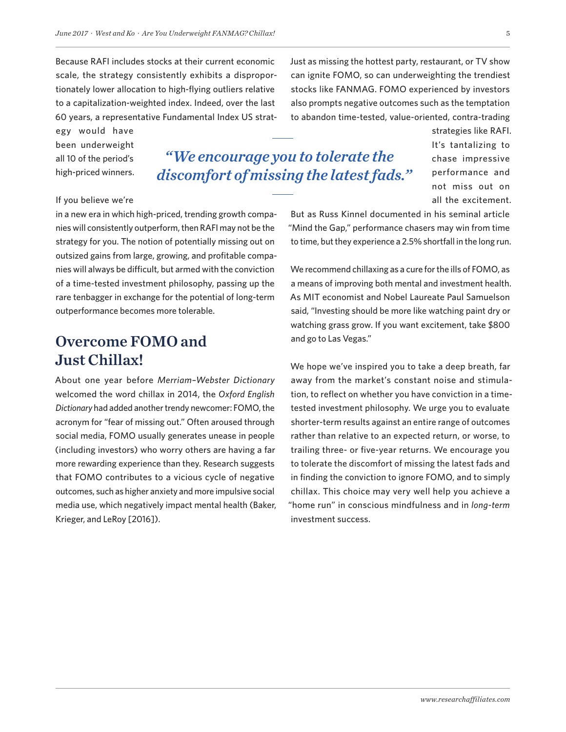Because RAFI includes stocks at their current economic scale, the strategy consistently exhibits a disproportionately lower allocation to high-flying outliers relative to a capitalization-weighted index. Indeed, over the last 60 years, a representative Fundamental Index US strategy would have been underweight all 10 of the period's high-priced winners.

> *"We encourage you to tolerate the discomfort of missing the latest fads."*

If you believe we're in a new era in which high-priced, trending growth companies will consistently outperform, then RAFI may not be the strategy for you. The notion of potentially missing out on outsized gains from large, growing, and profitable companies will always be difficult, but armed with the conviction of a time-tested investment philosophy, passing up the rare tenbagger in exchange for the potential of long-term outperformance becomes more tolerable.

## Overcome FOMO and Just Chillax!

About one year before *Merriam-Webster Dictionary* welcomed the word chillax in 2014, the *Oxford English Dictionary* had added another trendy newcomer: FOMO, the acronym for "fear of missing out." Often aroused through social media, FOMO usually generates unease in people (including investors) who worry others are having a far more rewarding experience than they. Research suggests that FOMO contributes to a vicious cycle of negative outcomes, such as higher anxiety and more impulsive social media use, which negatively impact mental health (Baker, Krieger, and LeRoy [2016]).

Just as missing the hottest party, restaurant, or TV show can ignite FOMO, so can underweighting the trendiest stocks like FANMAG. FOMO experienced by investors also prompts negative outcomes such as the temptation to abandon time-tested, value-oriented, contra-trading strategies like RAFI. It's tantalizing to chase impressive performance and not miss out on all the excitement. But as Russ Kinnel documented in his seminal article "Mind the Gap," performance chasers may win from time to time, but they experience a 2.5% shortfall in the long run.

We recommend chillaxing as a cure for the ills of FOMO, as a means of improving both mental and investment health. As MIT economist and Nobel Laureate Paul Samuelson said, "Investing should be more like watching paint dry or watching grass grow. If you want excitement, take $800 and go to Las Vegas."

We hope we've inspired you to take a deep breath, far away from the market's constant noise and stimulation, to reflect on whether you have conviction in a time-tested investment philosophy. We urge you to evaluate shorter-term results against an entire range of outcomes rather than relative to an expected return, or worse, to trailing three- or five-year returns. We encourage you to tolerate the discomfort of missing the latest fads and in finding the conviction to ignore FOMO, and to simply chillax. This choice may very well help you achieve a "home run" in conscious mindfulness and in *long-term* investment success.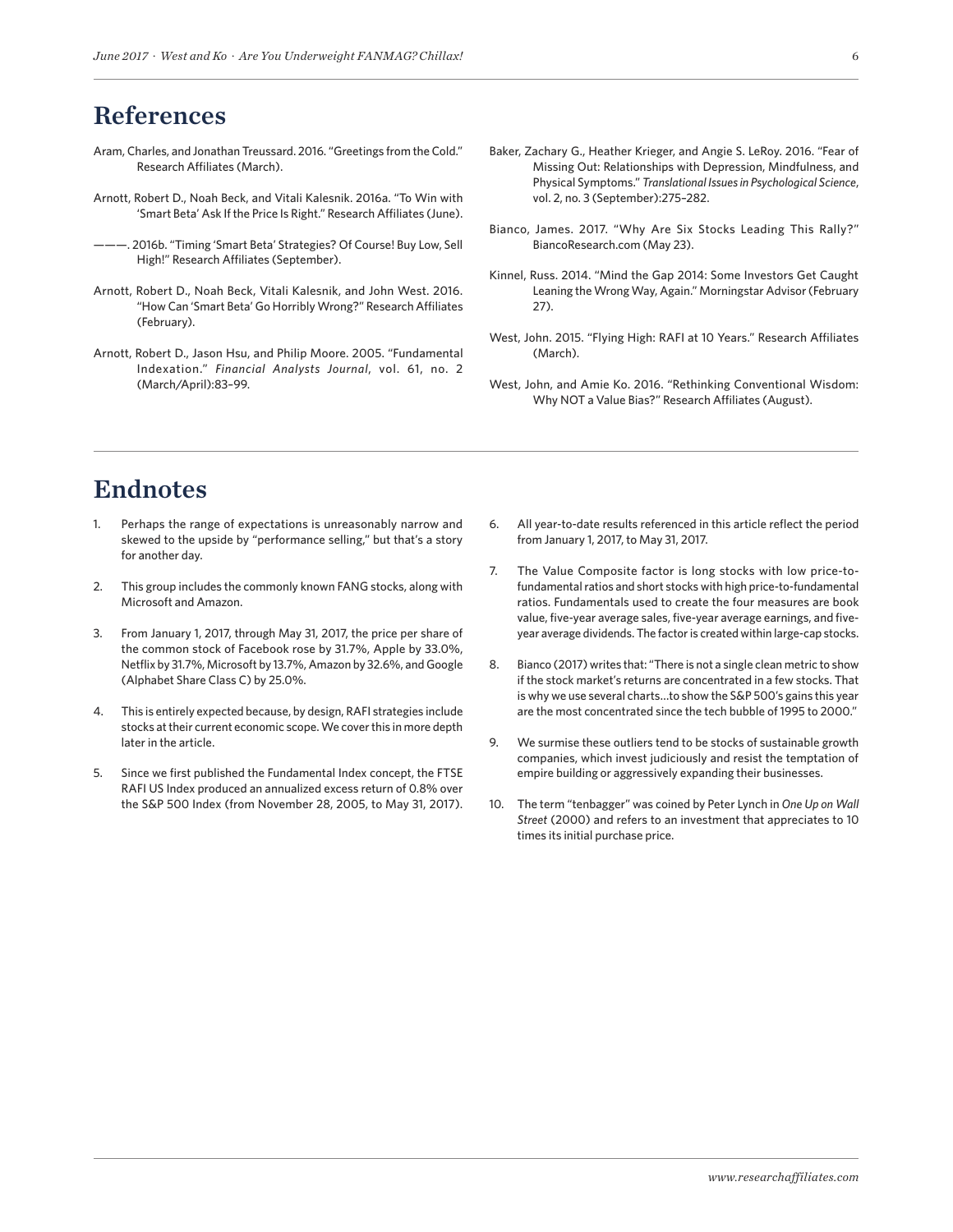## References

Aram, Charles, and Jonathan Treussard. 2016. "Greetings from the Cold." Research Affiliates (March).

Arnott, Robert D., Noah Beck, and Vitali Kalesnik. 2016a. "To Win with 'Smart Beta' Ask If the Price Is Right." Research Affiliates (June).

———. 2016b. "Timing 'Smart Beta' Strategies? Of Course! Buy Low, Sell High!" Research Affiliates (September).

Arnott, Robert D., Noah Beck, Vitali Kalesnik, and John West. 2016. "How Can 'Smart Beta' Go Horribly Wrong?" Research Affiliates (February).

Arnott, Robert D., Jason Hsu, and Philip Moore. 2005. "Fundamental Indexation." *Financial Analysts Journal*, vol. 61, no. 2 (March/April):83–99.

Baker, Zachary G., Heather Krieger, and Angie S. LeRoy. 2016. "Fear of Missing Out: Relationships with Depression, Mindfulness, and Physical Symptoms." *Translational Issues in Psychological Science*, vol. 2, no. 3 (September):275–282.

Bianco, James. 2017. "Why Are Six Stocks Leading This Rally?" BiancoResearch.com (May 23).

Kinnel, Russ. 2014. "Mind the Gap 2014: Some Investors Get Caught Leaning the Wrong Way, Again." Morningstar Advisor (February 27).

West, John. 2015. "Flying High: RAFI at 10 Years." Research Affiliates (March).

West, John, and Amie Ko. 2016. "Rethinking Conventional Wisdom: Why NOT a Value Bias?" Research Affiliates (August).

## Endnotes

1. Perhaps the range of expectations is unreasonably narrow and skewed to the upside by "performance selling," but that's a story for another day.
2. This group includes the commonly known FANG stocks, along with Microsoft and Amazon.
3. From January 1, 2017, through May 31, 2017, the price per share of the common stock of Facebook rose by 31.7%, Apple by 33.0%, Netflix by 31.7%, Microsoft by 13.7%, Amazon by 32.6%, and Google (Alphabet Share Class C) by 25.0%.
4. This is entirely expected because, by design, RAFI strategies include stocks at their current economic scope. We cover this in more depth later in the article.
5. Since we first published the Fundamental Index concept, the FTSE RAFI US Index produced an annualized excess return of 0.8% over the S&P 500 Index (from November 28, 2005, to May 31, 2017).
6. All year-to-date results referenced in this article reflect the period from January 1, 2017, to May 31, 2017.
7. The Value Composite factor is long stocks with low price-to-fundamental ratios and short stocks with high price-to-fundamental ratios. Fundamentals used to create the four measures are book value, five-year average sales, five-year average earnings, and five-year average dividends. The factor is created within large-cap stocks.
8. Bianco (2017) writes that: "There is not a single clean metric to show if the stock market's returns are concentrated in a few stocks. That is why we use several charts…to show the S&P 500's gains this year are the most concentrated since the tech bubble of 1995 to 2000."
9. We surmise these outliers tend to be stocks of sustainable growth companies, which invest judiciously and resist the temptation of empire building or aggressively expanding their businesses.
10. The term "tenbagger" was coined by Peter Lynch in *One Up on Wall Street* (2000) and refers to an investment that appreciates to 10 times its initial purchase price.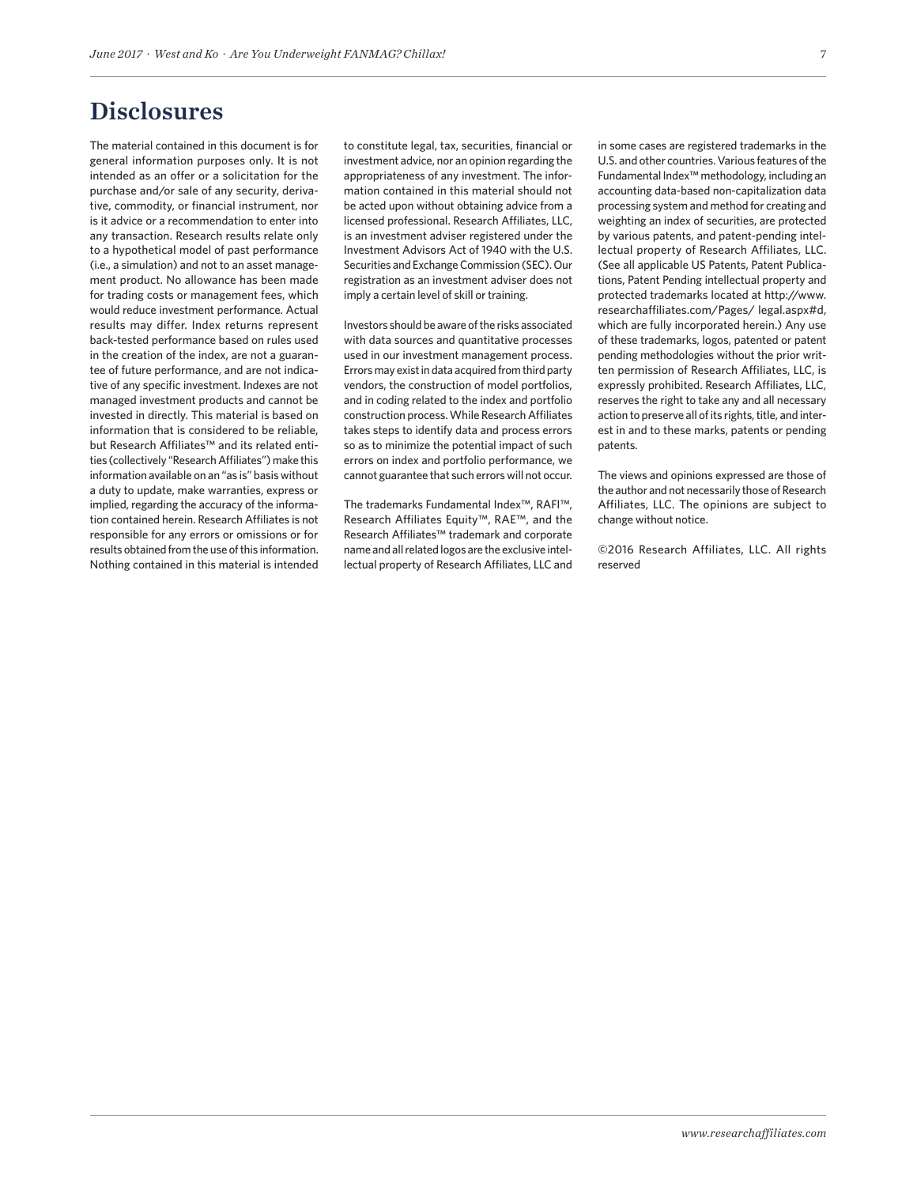# Disclosures

The material contained in this document is for general information purposes only. It is not intended as an offer or a solicitation for the purchase and/or sale of any security, derivative, commodity, or financial instrument, nor is it advice or a recommendation to enter into any transaction. Research results relate only to a hypothetical model of past performance (i.e., a simulation) and not to an asset management product. No allowance has been made for trading costs or management fees, which would reduce investment performance. Actual results may differ. Index returns represent back-tested performance based on rules used in the creation of the index, are not a guarantee of future performance, and are not indicative of any specific investment. Indexes are not managed investment products and cannot be invested in directly. This material is based on information that is considered to be reliable, but Research Affiliates™ and its related entities (collectively "Research Affiliates") make this information available on an "as is" basis without a duty to update, make warranties, express or implied, regarding the accuracy of the information contained herein. Research Affiliates is not responsible for any errors or omissions or for results obtained from the use of this information. Nothing contained in this material is intended to constitute legal, tax, securities, financial or investment advice, nor an opinion regarding the appropriateness of any investment. The information contained in this material should not be acted upon without obtaining advice from a licensed professional. Research Affiliates, LLC, is an investment adviser registered under the Investment Advisors Act of 1940 with the U.S. Securities and Exchange Commission (SEC). Our registration as an investment adviser does not imply a certain level of skill or training.

Investors should be aware of the risks associated with data sources and quantitative processes used in our investment management process. Errors may exist in data acquired from third party vendors, the construction of model portfolios, and in coding related to the index and portfolio construction process. While Research Affiliates takes steps to identify data and process errors so as to minimize the potential impact of such errors on index and portfolio performance, we cannot guarantee that such errors will not occur.

The trademarks Fundamental Index™, RAFI™, Research Affiliates Equity™, RAE™, and the Research Affiliates™ trademark and corporate name and all related logos are the exclusive intellectual property of Research Affiliates, LLC and in some cases are registered trademarks in the U.S. and other countries. Various features of the Fundamental Index™ methodology, including an accounting data-based non-capitalization data processing system and method for creating and weighting an index of securities, are protected by various patents, and patent-pending intellectual property of Research Affiliates, LLC. (See all applicable US Patents, Patent Publications, Patent Pending intellectual property and protected trademarks located at http://www.researchaffiliates.com/Pages/ legal.aspx#d, which are fully incorporated herein.) Any use of these trademarks, logos, patented or patent pending methodologies without the prior written permission of Research Affiliates, LLC, is expressly prohibited. Research Affiliates, LLC, reserves the right to take any and all necessary action to preserve all of its rights, title, and interest in and to these marks, patents or pending patents.

The views and opinions expressed are those of the author and not necessarily those of Research Affiliates, LLC. The opinions are subject to change without notice.

©2016 Research Affiliates, LLC. All rights reserved